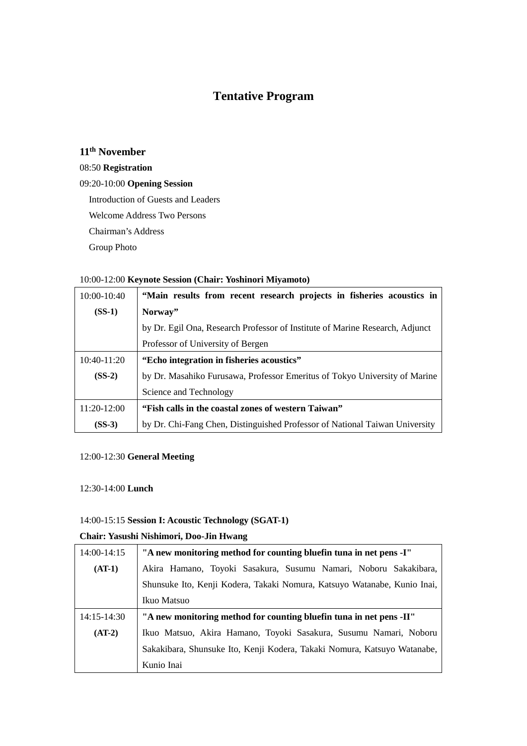# Tentative Program

## 11th November

08:50 **Registration**

09:20-10:00 **Opening Session**

Introduction of Guests and Leaders

Welcome Address Two Persons

Chairman's Address

Group Photo

10:00-12:00 **Keynote Session (Chair: Yoshinori Miyamoto)**

| | |
|---|---|
| 10:00-10:40 **(SS-1)** | **"Main results from recent research projects in fisheries acoustics in Norway"** by Dr. Egil Ona, Research Professor of Institute of Marine Research, Adjunct Professor of University of Bergen |
| 10:40-11:20 **(SS-2)** | **"Echo integration in fisheries acoustics"** by Dr. Masahiko Furusawa, Professor Emeritus of Tokyo University of Marine Science and Technology |
| 11:20-12:00 **(SS-3)** | **"Fish calls in the coastal zones of western Taiwan"** by Dr. Chi-Fang Chen, Distinguished Professor of National Taiwan University |

12:00-12:30 **General Meeting**

12:30-14:00 **Lunch**

14:00-15:15 **Session I: Acoustic Technology (SGAT-1)**

**Chair: Yasushi Nishimori, Doo-Jin Hwang**

| | |
|---|---|
| 14:00-14:15 **(AT-1)** | **"A new monitoring method for counting bluefin tuna in net pens -I"** Akira Hamano, Toyoki Sasakura, Susumu Namari, Noboru Sakakibara, Shunsuke Ito, Kenji Kodera, Takaki Nomura, Katsuyo Watanabe, Kunio Inai, Ikuo Matsuo |
| 14:15-14:30 **(AT-2)** | **"A new monitoring method for counting bluefin tuna in net pens -II"** Ikuo Matsuo, Akira Hamano, Toyoki Sasakura, Susumu Namari, Noboru Sakakibara, Shunsuke Ito, Kenji Kodera, Takaki Nomura, Katsuyo Watanabe, Kunio Inai |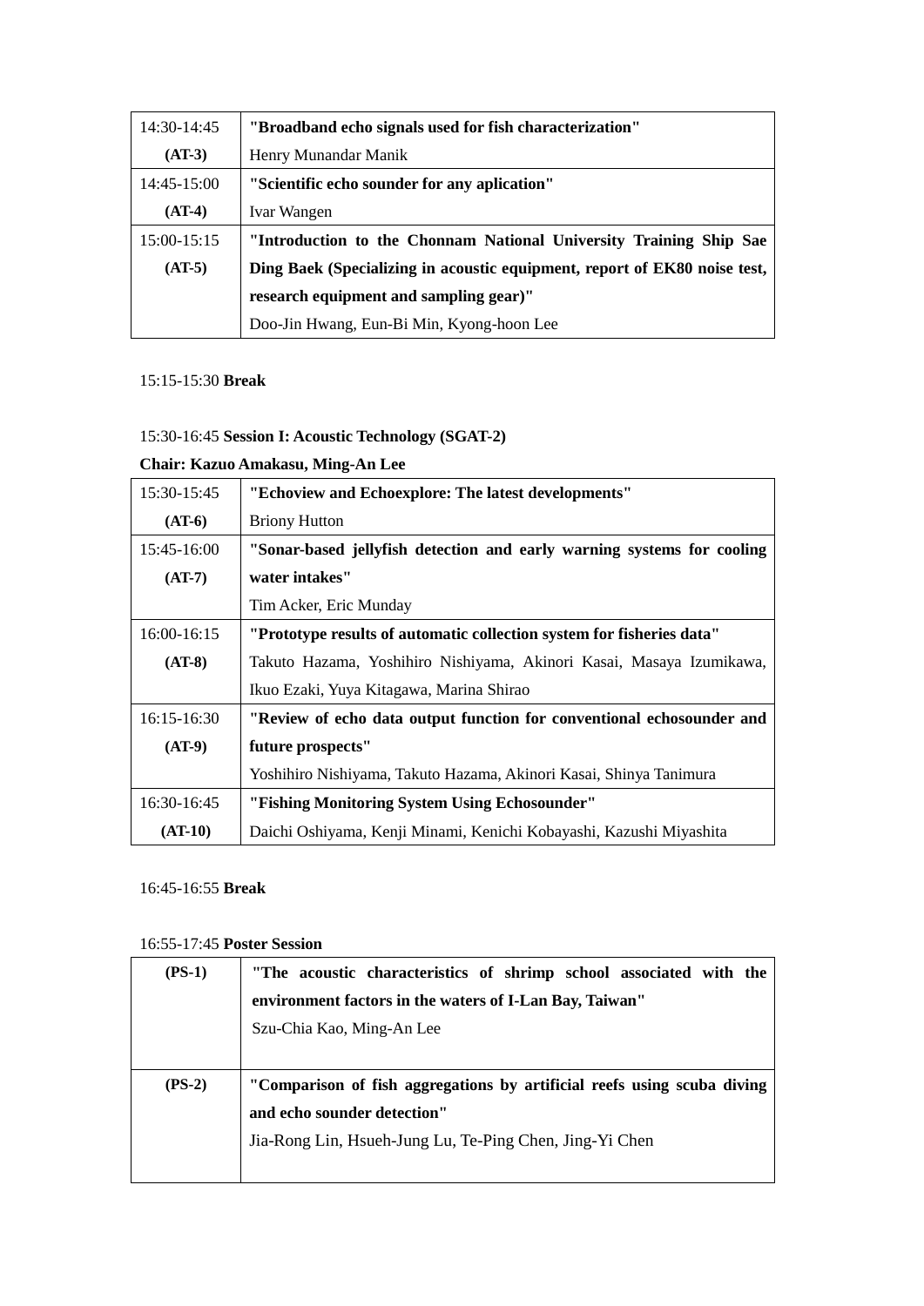| 14:30-14:45 (AT-3) | **"Broadband echo signals used for fish characterization"** Henry Munandar Manik |
|---|---|
| 14:45-15:00 (AT-4) | **"Scientific echo sounder for any aplication"** Ivar Wangen |
| 15:00-15:15 (AT-5) | **"Introduction to the Chonnam National University Training Ship Sae Ding Baek (Specializing in acoustic equipment, report of EK80 noise test, research equipment and sampling gear)"** Doo-Jin Hwang, Eun-Bi Min, Kyong-hoon Lee |

15:15-15:30 **Break**

15:30-16:45 **Session I: Acoustic Technology (SGAT-2)**

**Chair: Kazuo Amakasu, Ming-An Lee**

| 15:30-15:45 (AT-6) | **"Echoview and Echoexplore: The latest developments"** Briony Hutton |
|---|---|
| 15:45-16:00 (AT-7) | **"Sonar-based jellyfish detection and early warning systems for cooling water intakes"** Tim Acker, Eric Munday |
| 16:00-16:15 (AT-8) | **"Prototype results of automatic collection system for fisheries data"** Takuto Hazama, Yoshihiro Nishiyama, Akinori Kasai, Masaya Izumikawa, Ikuo Ezaki, Yuya Kitagawa, Marina Shirao |
| 16:15-16:30 (AT-9) | **"Review of echo data output function for conventional echosounder and future prospects"** Yoshihiro Nishiyama, Takuto Hazama, Akinori Kasai, Shinya Tanimura |
| 16:30-16:45 (AT-10) | **"Fishing Monitoring System Using Echosounder"** Daichi Oshiyama, Kenji Minami, Kenichi Kobayashi, Kazushi Miyashita |

16:45-16:55 **Break**

16:55-17:45 **Poster Session**

| (PS-1) | **"The acoustic characteristics of shrimp school associated with the environment factors in the waters of I-Lan Bay, Taiwan"** Szu-Chia Kao, Ming-An Lee |
|---|---|
| (PS-2) | **"Comparison of fish aggregations by artificial reefs using scuba diving and echo sounder detection"** Jia-Rong Lin, Hsueh-Jung Lu, Te-Ping Chen, Jing-Yi Chen |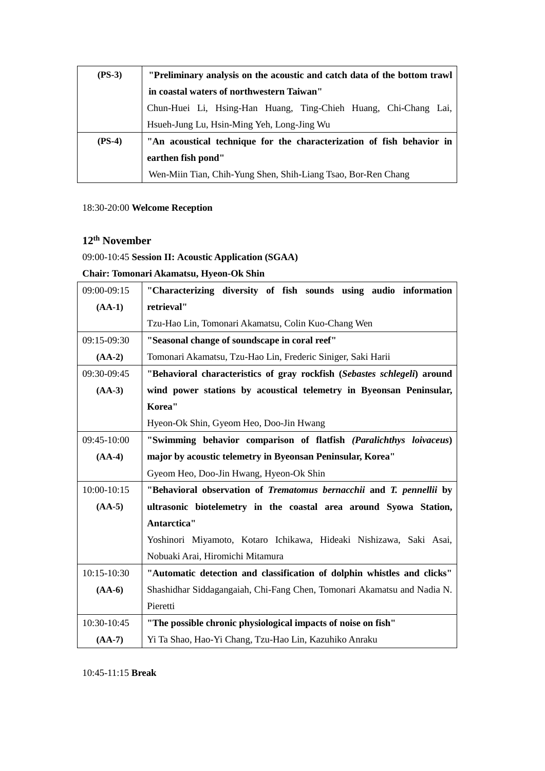| | |
|---|---|
| **(PS-3)** | **"Preliminary analysis on the acoustic and catch data of the bottom trawl in coastal waters of northwestern Taiwan"**<br>Chun-Huei Li, Hsing-Han Huang, Ting-Chieh Huang, Chi-Chang Lai, Hsueh-Jung Lu, Hsin-Ming Yeh, Long-Jing Wu |
| **(PS-4)** | **"An acoustical technique for the characterization of fish behavior in earthen fish pond"**<br>Wen-Miin Tian, Chih-Yung Shen, Shih-Liang Tsao, Bor-Ren Chang |

18:30-20:00 **Welcome Reception**

### 12th November

09:00-10:45 **Session II: Acoustic Application (SGAA)**

**Chair: Tomonari Akamatsu, Hyeon-Ok Shin**

| | |
|---|---|
| 09:00-09:15<br>**(AA-1)** | **"Characterizing diversity of fish sounds using audio information retrieval"**<br>Tzu-Hao Lin, Tomonari Akamatsu, Colin Kuo-Chang Wen |
| 09:15-09:30<br>**(AA-2)** | **"Seasonal change of soundscape in coral reef"**<br>Tomonari Akamatsu, Tzu-Hao Lin, Frederic Siniger, Saki Harii |
| 09:30-09:45<br>**(AA-3)** | **"Behavioral characteristics of gray rockfish (*Sebastes schlegeli*) around wind power stations by acoustical telemetry in Byeonsan Peninsular, Korea"**<br>Hyeon-Ok Shin, Gyeom Heo, Doo-Jin Hwang |
| 09:45-10:00<br>**(AA-4)** | **"Swimming behavior comparison of flatfish *(Paralichthys loivaceus*) major by acoustic telemetry in Byeonsan Peninsular, Korea"**<br>Gyeom Heo, Doo-Jin Hwang, Hyeon-Ok Shin |
| 10:00-10:15<br>**(AA-5)** | **"Behavioral observation of *Trematomus bernacchii* and *T. pennellii* by ultrasonic biotelemetry in the coastal area around Syowa Station, Antarctica"**<br>Yoshinori Miyamoto, Kotaro Ichikawa, Hideaki Nishizawa, Saki Asai, Nobuaki Arai, Hiromichi Mitamura |
| 10:15-10:30<br>**(AA-6)** | **"Automatic detection and classification of dolphin whistles and clicks"**<br>Shashidhar Siddagangaiah, Chi-Fang Chen, Tomonari Akamatsu and Nadia N. Pieretti |
| 10:30-10:45<br>**(AA-7)** | **"The possible chronic physiological impacts of noise on fish"**<br>Yi Ta Shao, Hao-Yi Chang, Tzu-Hao Lin, Kazuhiko Anraku |

10:45-11:15 **Break**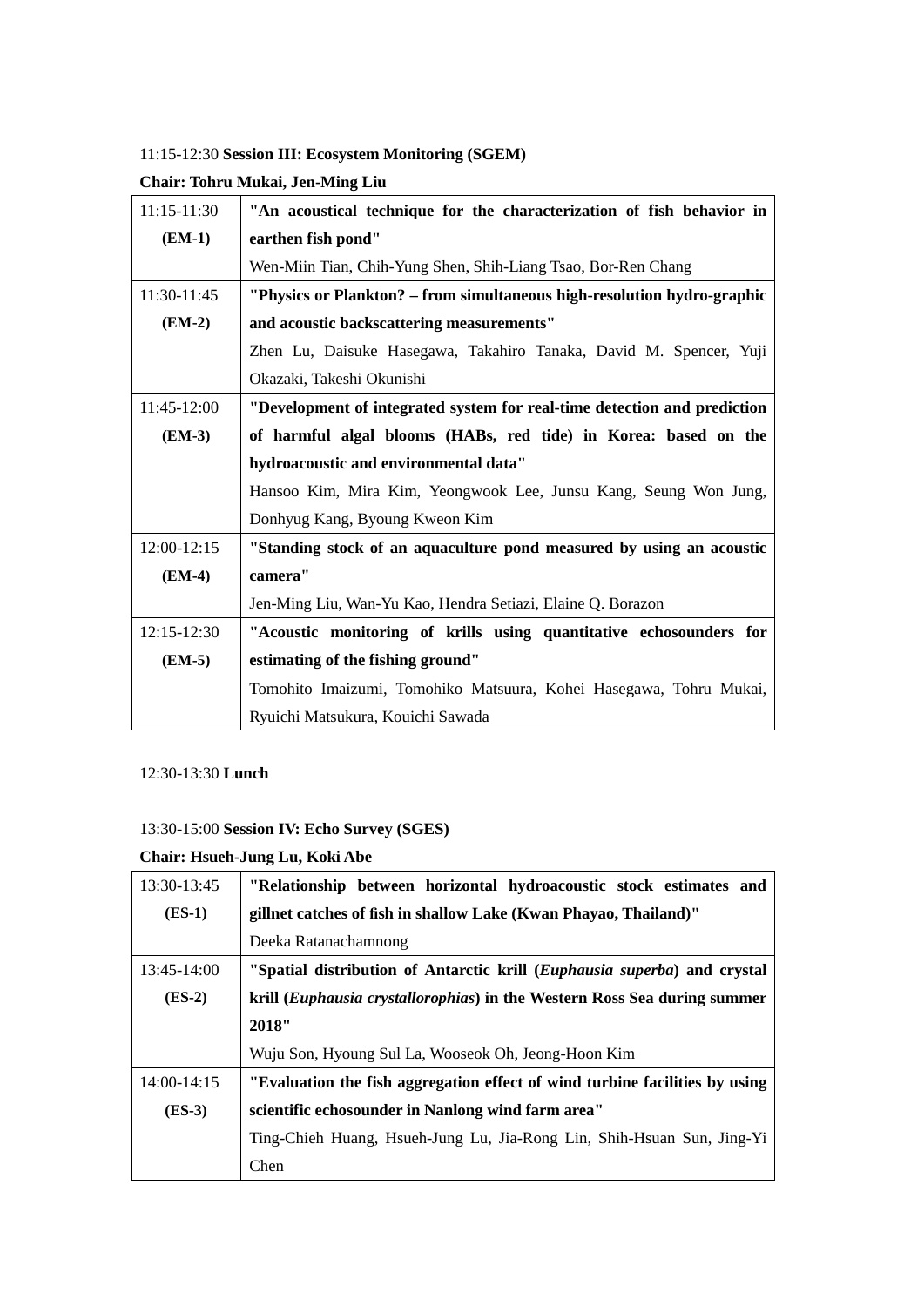11:15-12:30 **Session III: Ecosystem Monitoring (SGEM)**

**Chair: Tohru Mukai, Jen-Ming Liu**

| | |
|---|---|
| 11:15-11:30 **(EM-1)** | **"An acoustical technique for the characterization of fish behavior in earthen fish pond"** Wen-Miin Tian, Chih-Yung Shen, Shih-Liang Tsao, Bor-Ren Chang |
| 11:30-11:45 **(EM-2)** | **"Physics or Plankton? – from simultaneous high-resolution hydro-graphic and acoustic backscattering measurements"** Zhen Lu, Daisuke Hasegawa, Takahiro Tanaka, David M. Spencer, Yuji Okazaki, Takeshi Okunishi |
| 11:45-12:00 **(EM-3)** | **"Development of integrated system for real-time detection and prediction of harmful algal blooms (HABs, red tide) in Korea: based on the hydroacoustic and environmental data"** Hansoo Kim, Mira Kim, Yeongwook Lee, Junsu Kang, Seung Won Jung, Donhyug Kang, Byoung Kweon Kim |
| 12:00-12:15 **(EM-4)** | **"Standing stock of an aquaculture pond measured by using an acoustic camera"** Jen-Ming Liu, Wan-Yu Kao, Hendra Setiazi, Elaine Q. Borazon |
| 12:15-12:30 **(EM-5)** | **"Acoustic monitoring of krills using quantitative echosounders for estimating of the fishing ground"** Tomohito Imaizumi, Tomohiko Matsuura, Kohei Hasegawa, Tohru Mukai, Ryuichi Matsukura, Kouichi Sawada |

12:30-13:30 **Lunch**

13:30-15:00 **Session IV: Echo Survey (SGES)**

**Chair: Hsueh-Jung Lu, Koki Abe**

| | |
|---|---|
| 13:30-13:45 **(ES-1)** | **"Relationship between horizontal hydroacoustic stock estimates and gillnet catches of fish in shallow Lake (Kwan Phayao, Thailand)"** Deeka Ratanachamnong |
| 13:45-14:00 **(ES-2)** | **"Spatial distribution of Antarctic krill (*Euphausia superba*) and crystal krill (*Euphausia crystallorophias*) in the Western Ross Sea during summer 2018"** Wuju Son, Hyoung Sul La, Wooseok Oh, Jeong-Hoon Kim |
| 14:00-14:15 **(ES-3)** | **"Evaluation the fish aggregation effect of wind turbine facilities by using scientific echosounder in Nanlong wind farm area"** Ting-Chieh Huang, Hsueh-Jung Lu, Jia-Rong Lin, Shih-Hsuan Sun, Jing-Yi Chen |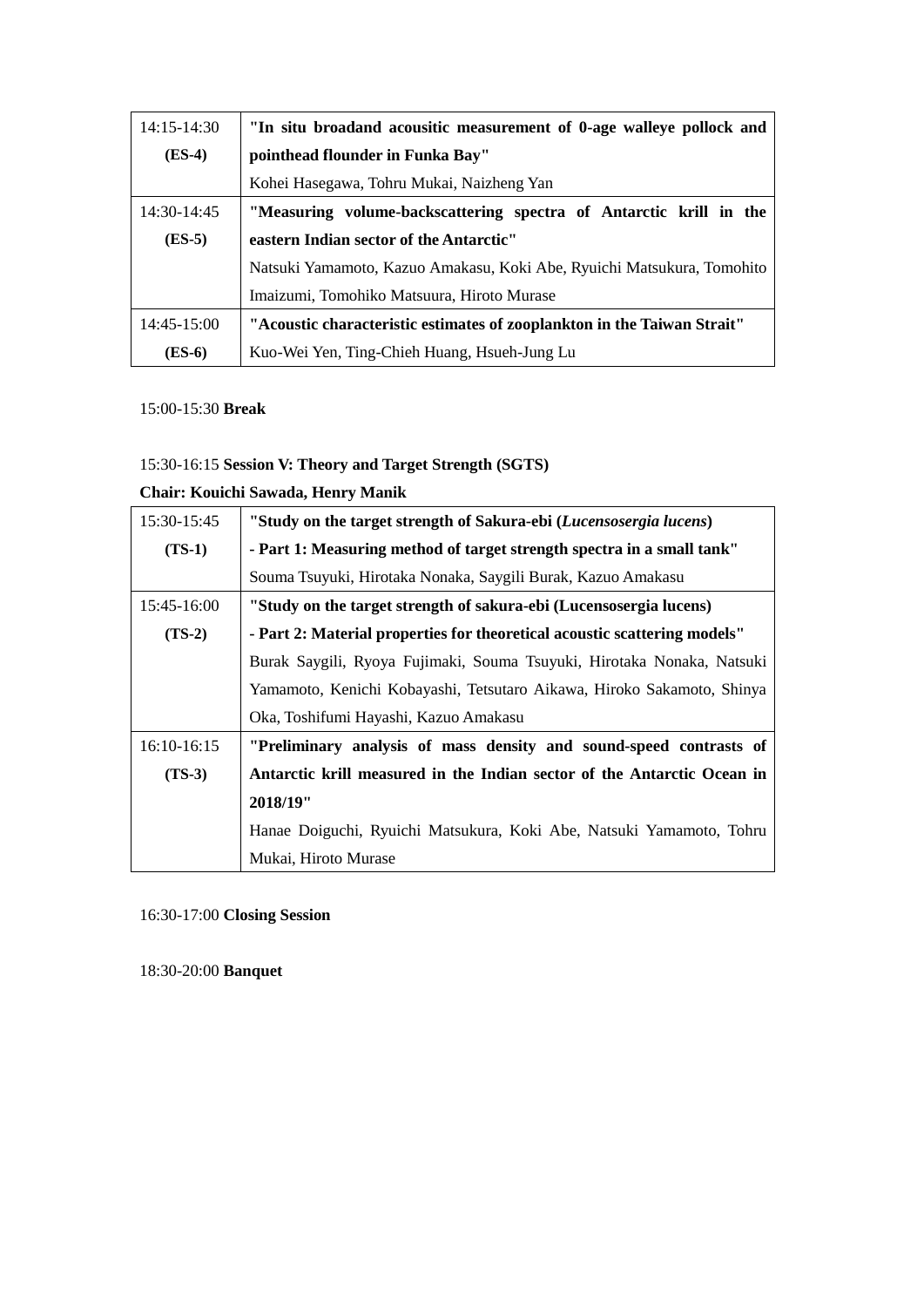| | |
|---|---|
| 14:15-14:30 **(ES-4)** | **"In situ broadand acousitic measurement of 0-age walleye pollock and pointhead flounder in Funka Bay"** Kohei Hasegawa, Tohru Mukai, Naizheng Yan |
| 14:30-14:45 **(ES-5)** | **"Measuring volume-backscattering spectra of Antarctic krill in the eastern Indian sector of the Antarctic"** Natsuki Yamamoto, Kazuo Amakasu, Koki Abe, Ryuichi Matsukura, Tomohito Imaizumi, Tomohiko Matsuura, Hiroto Murase |
| 14:45-15:00 **(ES-6)** | **"Acoustic characteristic estimates of zooplankton in the Taiwan Strait"** Kuo-Wei Yen, Ting-Chieh Huang, Hsueh-Jung Lu |

15:00-15:30 **Break**

15:30-16:15 **Session V: Theory and Target Strength (SGTS)**

**Chair: Kouichi Sawada, Henry Manik**

| | |
|---|---|
| 15:30-15:45 **(TS-1)** | **"Study on the target strength of Sakura-ebi (*Lucensosergia lucens*) - Part 1: Measuring method of target strength spectra in a small tank"** Souma Tsuyuki, Hirotaka Nonaka, Saygili Burak, Kazuo Amakasu |
| 15:45-16:00 **(TS-2)** | **"Study on the target strength of sakura-ebi (Lucensosergia lucens) - Part 2: Material properties for theoretical acoustic scattering models"** Burak Saygili, Ryoya Fujimaki, Souma Tsuyuki, Hirotaka Nonaka, Natsuki Yamamoto, Kenichi Kobayashi, Tetsutaro Aikawa, Hiroko Sakamoto, Shinya Oka, Toshifumi Hayashi, Kazuo Amakasu |
| 16:10-16:15 **(TS-3)** | **"Preliminary analysis of mass density and sound-speed contrasts of Antarctic krill measured in the Indian sector of the Antarctic Ocean in 2018/19"** Hanae Doiguchi, Ryuichi Matsukura, Koki Abe, Natsuki Yamamoto, Tohru Mukai, Hiroto Murase |

16:30-17:00 **Closing Session**

18:30-20:00 **Banquet**